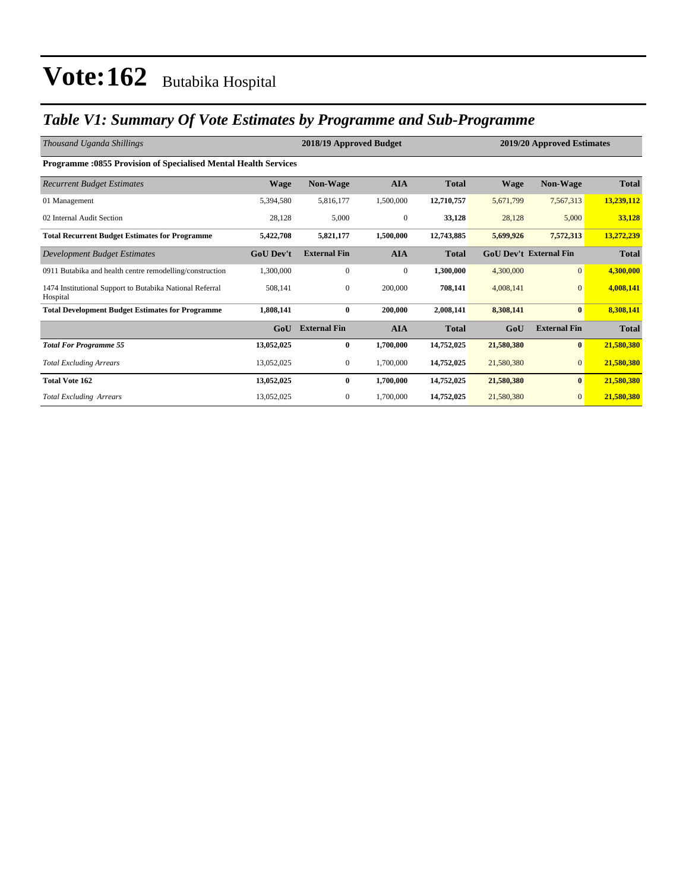# Vote:162 Butabika Hospital

## *Table V1: Summary Of Vote Estimates by Programme and Sub-Programme*

| *Thousand Uganda Shillings* | 2018/19 Approved Budget | | | | 2019/20 Approved Estimates | | |
|---|---|---|---|---|---|---|---|
| **Programme :0855 Provision of Specialised Mental Health Services** | | | | | | | |
| *Recurrent Budget Estimates* | **Wage** | **Non-Wage** | **AIA** | **Total** | **Wage** | **Non-Wage** | **Total** |
| 01 Management | 5,394,580 | 5,816,177 | 1,500,000 | **12,710,757** | 5,671,799 | 7,567,313 | **13,239,112** |
| 02 Internal Audit Section | 28,128 | 5,000 | 0 | **33,128** | 28,128 | 5,000 | **33,128** |
| **Total Recurrent Budget Estimates for Programme** | **5,422,708** | **5,821,177** | **1,500,000** | **12,743,885** | **5,699,926** | **7,572,313** | **13,272,239** |
| *Development Budget Estimates* | **GoU Dev't** | **External Fin** | **AIA** | **Total** | **GoU Dev't** | **External Fin** | **Total** |
| 0911 Butabika and health centre remodelling/construction | 1,300,000 | 0 | 0 | **1,300,000** | 4,300,000 | 0 | **4,300,000** |
| 1474 Institutional Support to Butabika National Referral Hospital | 508,141 | 0 | 200,000 | **708,141** | 4,008,141 | 0 | **4,008,141** |
| **Total Development Budget Estimates for Programme** | **1,808,141** | **0** | **200,000** | **2,008,141** | **8,308,141** | **0** | **8,308,141** |
| | **GoU** | **External Fin** | **AIA** | **Total** | **GoU** | **External Fin** | **Total** |
| ***Total For Programme 55*** | **13,052,025** | **0** | **1,700,000** | **14,752,025** | **21,580,380** | **0** | **21,580,380** |
| *Total Excluding Arrears* | 13,052,025 | 0 | 1,700,000 | **14,752,025** | 21,580,380 | 0 | **21,580,380** |
| **Total Vote 162** | **13,052,025** | **0** | **1,700,000** | **14,752,025** | **21,580,380** | **0** | **21,580,380** |
| *Total Excluding Arrears* | 13,052,025 | 0 | 1,700,000 | **14,752,025** | 21,580,380 | 0 | **21,580,380** |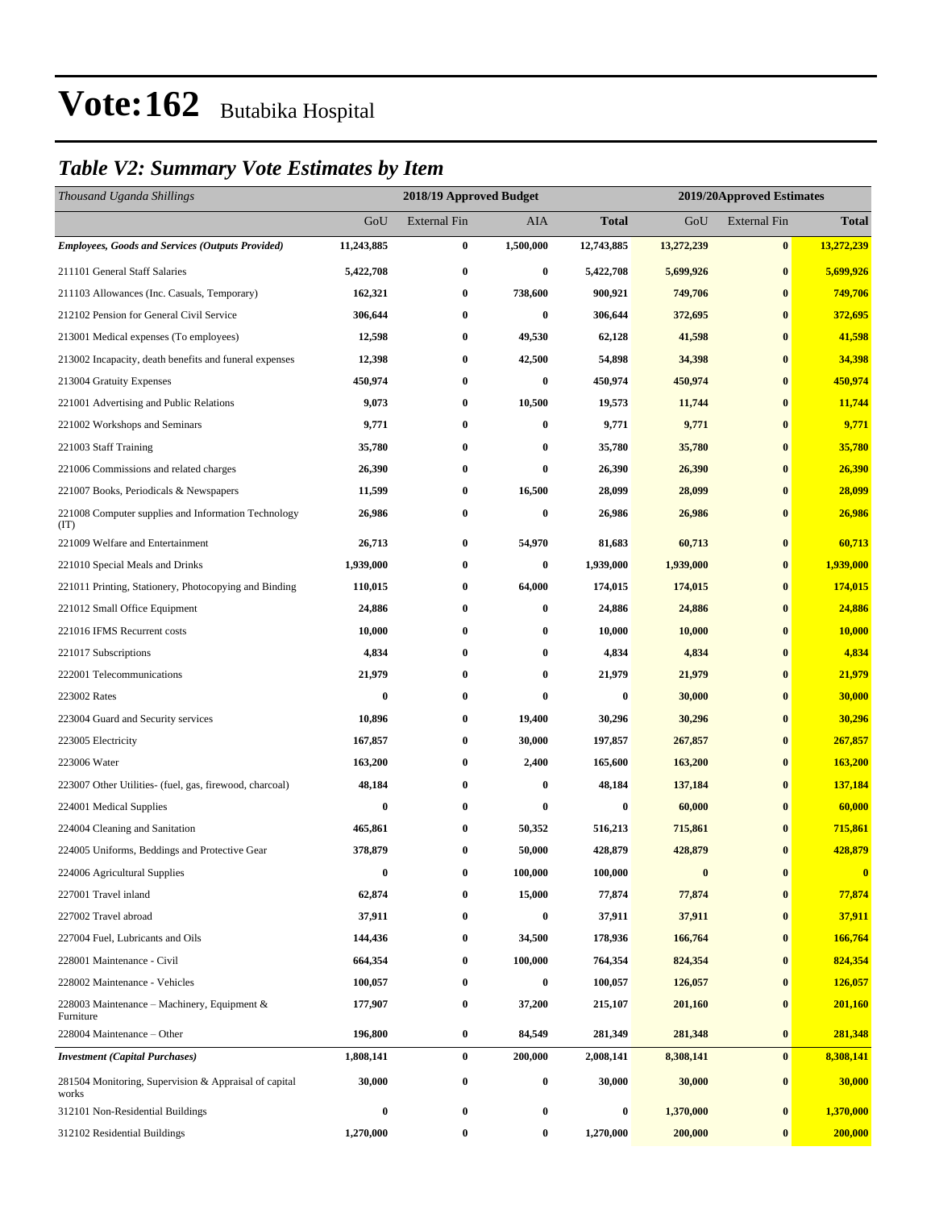# Vote:162 Butabika Hospital

## *Table V2: Summary Vote Estimates by Item*

| *Thousand Uganda Shillings* | 2018/19 Approved Budget | | | | 2019/20Approved Estimates | | |
|---|---|---|---|---|---|---|---|
| | GoU | External Fin | AIA | **Total** | GoU | External Fin | **Total** |
| ***Employees, Goods and Services (Outputs Provided)*** | **11,243,885** | **0** | **1,500,000** | **12,743,885** | **13,272,239** | **0** | **13,272,239** |
| 211101 General Staff Salaries | **5,422,708** | **0** | **0** | **5,422,708** | **5,699,926** | **0** | **5,699,926** |
| 211103 Allowances (Inc. Casuals, Temporary) | **162,321** | **0** | **738,600** | **900,921** | **749,706** | **0** | **749,706** |
| 212102 Pension for General Civil Service | **306,644** | **0** | **0** | **306,644** | **372,695** | **0** | **372,695** |
| 213001 Medical expenses (To employees) | **12,598** | **0** | **49,530** | **62,128** | **41,598** | **0** | **41,598** |
| 213002 Incapacity, death benefits and funeral expenses | **12,398** | **0** | **42,500** | **54,898** | **34,398** | **0** | **34,398** |
| 213004 Gratuity Expenses | **450,974** | **0** | **0** | **450,974** | **450,974** | **0** | **450,974** |
| 221001 Advertising and Public Relations | **9,073** | **0** | **10,500** | **19,573** | **11,744** | **0** | **11,744** |
| 221002 Workshops and Seminars | **9,771** | **0** | **0** | **9,771** | **9,771** | **0** | **9,771** |
| 221003 Staff Training | **35,780** | **0** | **0** | **35,780** | **35,780** | **0** | **35,780** |
| 221006 Commissions and related charges | **26,390** | **0** | **0** | **26,390** | **26,390** | **0** | **26,390** |
| 221007 Books, Periodicals & Newspapers | **11,599** | **0** | **16,500** | **28,099** | **28,099** | **0** | **28,099** |
| 221008 Computer supplies and Information Technology (IT) | **26,986** | **0** | **0** | **26,986** | **26,986** | **0** | **26,986** |
| 221009 Welfare and Entertainment | **26,713** | **0** | **54,970** | **81,683** | **60,713** | **0** | **60,713** |
| 221010 Special Meals and Drinks | **1,939,000** | **0** | **0** | **1,939,000** | **1,939,000** | **0** | **1,939,000** |
| 221011 Printing, Stationery, Photocopying and Binding | **110,015** | **0** | **64,000** | **174,015** | **174,015** | **0** | **174,015** |
| 221012 Small Office Equipment | **24,886** | **0** | **0** | **24,886** | **24,886** | **0** | **24,886** |
| 221016 IFMS Recurrent costs | **10,000** | **0** | **0** | **10,000** | **10,000** | **0** | **10,000** |
| 221017 Subscriptions | **4,834** | **0** | **0** | **4,834** | **4,834** | **0** | **4,834** |
| 222001 Telecommunications | **21,979** | **0** | **0** | **21,979** | **21,979** | **0** | **21,979** |
| 223002 Rates | **0** | **0** | **0** | **0** | **30,000** | **0** | **30,000** |
| 223004 Guard and Security services | **10,896** | **0** | **19,400** | **30,296** | **30,296** | **0** | **30,296** |
| 223005 Electricity | **167,857** | **0** | **30,000** | **197,857** | **267,857** | **0** | **267,857** |
| 223006 Water | **163,200** | **0** | **2,400** | **165,600** | **163,200** | **0** | **163,200** |
| 223007 Other Utilities- (fuel, gas, firewood, charcoal) | **48,184** | **0** | **0** | **48,184** | **137,184** | **0** | **137,184** |
| 224001 Medical Supplies | **0** | **0** | **0** | **0** | **60,000** | **0** | **60,000** |
| 224004 Cleaning and Sanitation | **465,861** | **0** | **50,352** | **516,213** | **715,861** | **0** | **715,861** |
| 224005 Uniforms, Beddings and Protective Gear | **378,879** | **0** | **50,000** | **428,879** | **428,879** | **0** | **428,879** |
| 224006 Agricultural Supplies | **0** | **0** | **100,000** | **100,000** | **0** | **0** | **0** |
| 227001 Travel inland | **62,874** | **0** | **15,000** | **77,874** | **77,874** | **0** | **77,874** |
| 227002 Travel abroad | **37,911** | **0** | **0** | **37,911** | **37,911** | **0** | **37,911** |
| 227004 Fuel, Lubricants and Oils | **144,436** | **0** | **34,500** | **178,936** | **166,764** | **0** | **166,764** |
| 228001 Maintenance - Civil | **664,354** | **0** | **100,000** | **764,354** | **824,354** | **0** | **824,354** |
| 228002 Maintenance - Vehicles | **100,057** | **0** | **0** | **100,057** | **126,057** | **0** | **126,057** |
| 228003 Maintenance – Machinery, Equipment & Furniture | **177,907** | **0** | **37,200** | **215,107** | **201,160** | **0** | **201,160** |
| 228004 Maintenance – Other | **196,800** | **0** | **84,549** | **281,349** | **281,348** | **0** | **281,348** |
| ***Investment (Capital Purchases)*** | **1,808,141** | **0** | **200,000** | **2,008,141** | **8,308,141** | **0** | **8,308,141** |
| 281504 Monitoring, Supervision & Appraisal of capital works | **30,000** | **0** | **0** | **30,000** | **30,000** | **0** | **30,000** |
| 312101 Non-Residential Buildings | **0** | **0** | **0** | **0** | **1,370,000** | **0** | **1,370,000** |
| 312102 Residential Buildings | **1,270,000** | **0** | **0** | **1,270,000** | **200,000** | **0** | **200,000** |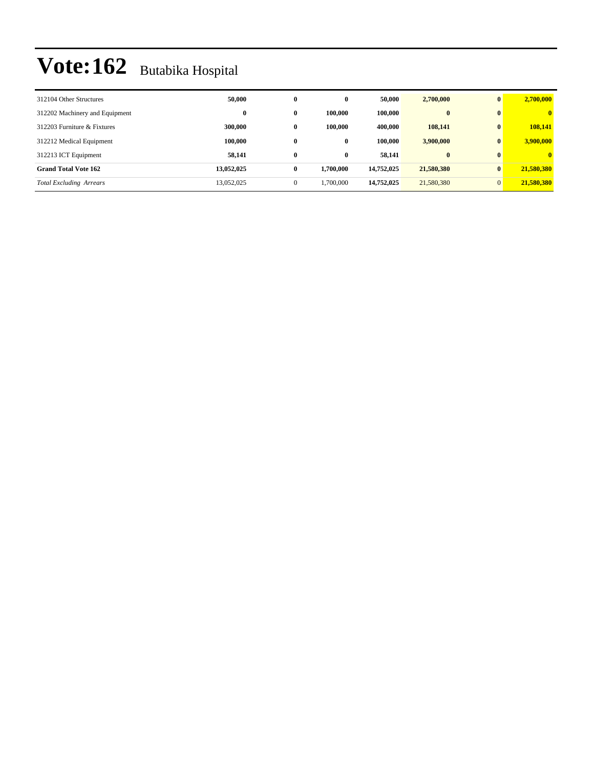# Vote:162 Butabika Hospital

| | | | | | | | |
|---|---|---|---|---|---|---|---|
| 312104 Other Structures | **50,000** | **0** | **0** | **50,000** | **2,700,000** | **0** | **2,700,000** |
| 312202 Machinery and Equipment | **0** | **0** | **100,000** | **100,000** | **0** | **0** | **0** |
| 312203 Furniture & Fixtures | **300,000** | **0** | **100,000** | **400,000** | **108,141** | **0** | **108,141** |
| 312212 Medical Equipment | **100,000** | **0** | **0** | **100,000** | **3,900,000** | **0** | **3,900,000** |
| 312213 ICT Equipment | **58,141** | **0** | **0** | **58,141** | **0** | **0** | **0** |
| **Grand Total Vote 162** | **13,052,025** | **0** | **1,700,000** | **14,752,025** | **21,580,380** | **0** | **21,580,380** |
| *Total Excluding Arrears* | 13,052,025 | 0 | 1,700,000 | **14,752,025** | 21,580,380 | 0 | **21,580,380** |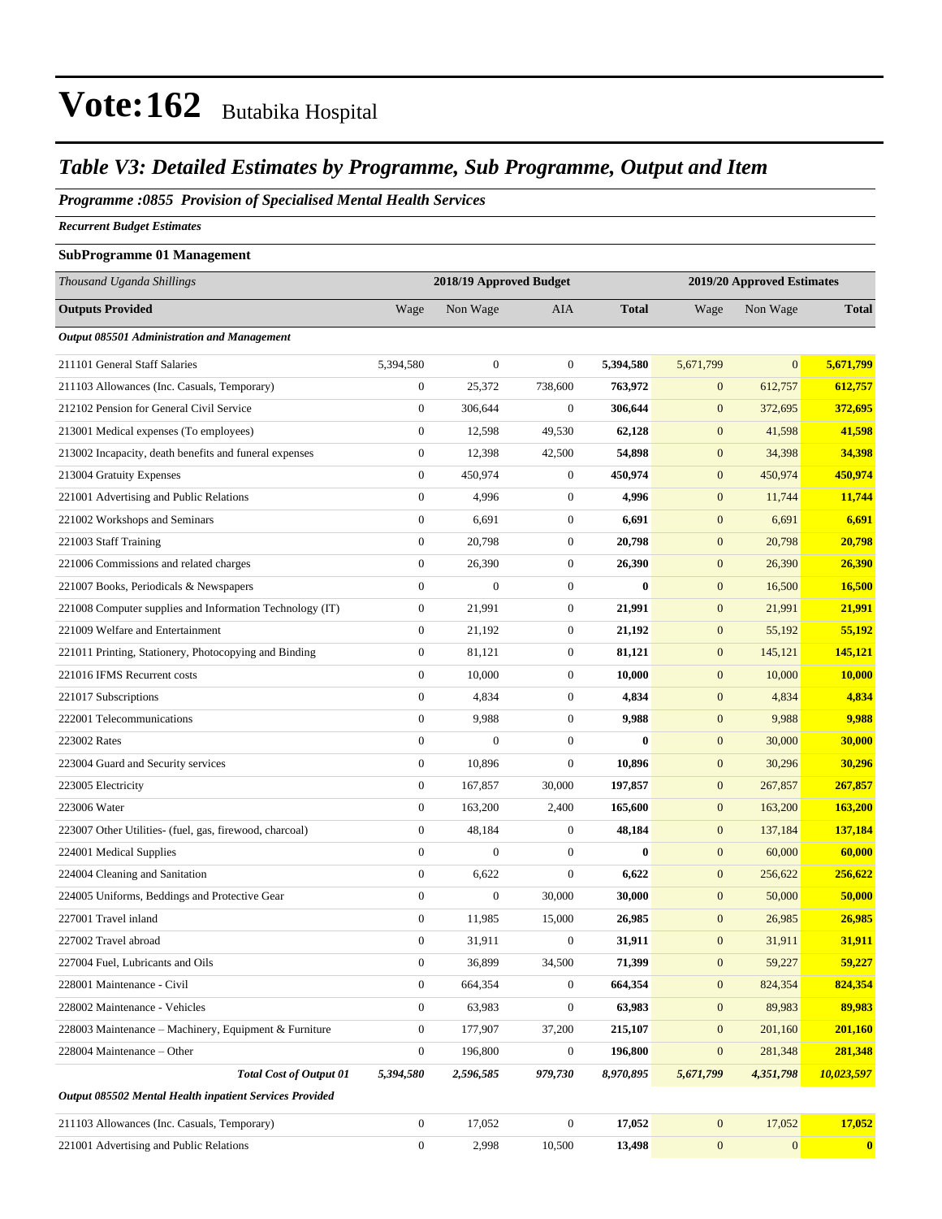# Vote:162 Butabika Hospital

## *Table V3: Detailed Estimates by Programme, Sub Programme, Output and Item*

### *Programme :0855 Provision of Specialised Mental Health Services*

*Recurrent Budget Estimates*

**SubProgramme 01 Management**

| *Thousand Uganda Shillings* | 2018/19 Approved Budget | | | | 2019/20 Approved Estimates | | |
|---|---|---|---|---|---|---|---|
| **Outputs Provided** | Wage | Non Wage | AIA | **Total** | Wage | Non Wage | **Total** |
| ***Output 085501 Administration and Management*** | | | | | | | |
| 211101 General Staff Salaries | 5,394,580 | 0 | 0 | **5,394,580** | 5,671,799 | 0 | **5,671,799** |
| 211103 Allowances (Inc. Casuals, Temporary) | 0 | 25,372 | 738,600 | **763,972** | 0 | 612,757 | **612,757** |
| 212102 Pension for General Civil Service | 0 | 306,644 | 0 | **306,644** | 0 | 372,695 | **372,695** |
| 213001 Medical expenses (To employees) | 0 | 12,598 | 49,530 | **62,128** | 0 | 41,598 | **41,598** |
| 213002 Incapacity, death benefits and funeral expenses | 0 | 12,398 | 42,500 | **54,898** | 0 | 34,398 | **34,398** |
| 213004 Gratuity Expenses | 0 | 450,974 | 0 | **450,974** | 0 | 450,974 | **450,974** |
| 221001 Advertising and Public Relations | 0 | 4,996 | 0 | **4,996** | 0 | 11,744 | **11,744** |
| 221002 Workshops and Seminars | 0 | 6,691 | 0 | **6,691** | 0 | 6,691 | **6,691** |
| 221003 Staff Training | 0 | 20,798 | 0 | **20,798** | 0 | 20,798 | **20,798** |
| 221006 Commissions and related charges | 0 | 26,390 | 0 | **26,390** | 0 | 26,390 | **26,390** |
| 221007 Books, Periodicals & Newspapers | 0 | 0 | 0 | **0** | 0 | 16,500 | **16,500** |
| 221008 Computer supplies and Information Technology (IT) | 0 | 21,991 | 0 | **21,991** | 0 | 21,991 | **21,991** |
| 221009 Welfare and Entertainment | 0 | 21,192 | 0 | **21,192** | 0 | 55,192 | **55,192** |
| 221011 Printing, Stationery, Photocopying and Binding | 0 | 81,121 | 0 | **81,121** | 0 | 145,121 | **145,121** |
| 221016 IFMS Recurrent costs | 0 | 10,000 | 0 | **10,000** | 0 | 10,000 | **10,000** |
| 221017 Subscriptions | 0 | 4,834 | 0 | **4,834** | 0 | 4,834 | **4,834** |
| 222001 Telecommunications | 0 | 9,988 | 0 | **9,988** | 0 | 9,988 | **9,988** |
| 223002 Rates | 0 | 0 | 0 | **0** | 0 | 30,000 | **30,000** |
| 223004 Guard and Security services | 0 | 10,896 | 0 | **10,896** | 0 | 30,296 | **30,296** |
| 223005 Electricity | 0 | 167,857 | 30,000 | **197,857** | 0 | 267,857 | **267,857** |
| 223006 Water | 0 | 163,200 | 2,400 | **165,600** | 0 | 163,200 | **163,200** |
| 223007 Other Utilities- (fuel, gas, firewood, charcoal) | 0 | 48,184 | 0 | **48,184** | 0 | 137,184 | **137,184** |
| 224001 Medical Supplies | 0 | 0 | 0 | **0** | 0 | 60,000 | **60,000** |
| 224004 Cleaning and Sanitation | 0 | 6,622 | 0 | **6,622** | 0 | 256,622 | **256,622** |
| 224005 Uniforms, Beddings and Protective Gear | 0 | 0 | 30,000 | **30,000** | 0 | 50,000 | **50,000** |
| 227001 Travel inland | 0 | 11,985 | 15,000 | **26,985** | 0 | 26,985 | **26,985** |
| 227002 Travel abroad | 0 | 31,911 | 0 | **31,911** | 0 | 31,911 | **31,911** |
| 227004 Fuel, Lubricants and Oils | 0 | 36,899 | 34,500 | **71,399** | 0 | 59,227 | **59,227** |
| 228001 Maintenance - Civil | 0 | 664,354 | 0 | **664,354** | 0 | 824,354 | **824,354** |
| 228002 Maintenance - Vehicles | 0 | 63,983 | 0 | **63,983** | 0 | 89,983 | **89,983** |
| 228003 Maintenance – Machinery, Equipment & Furniture | 0 | 177,907 | 37,200 | **215,107** | 0 | 201,160 | **201,160** |
| 228004 Maintenance – Other | 0 | 196,800 | 0 | **196,800** | 0 | 281,348 | **281,348** |
| ***Total Cost of Output 01*** | ***5,394,580*** | ***2,596,585*** | ***979,730*** | ***8,970,895*** | ***5,671,799*** | ***4,351,798*** | ***10,023,597*** |
| ***Output 085502 Mental Health inpatient Services Provided*** | | | | | | | |
| 211103 Allowances (Inc. Casuals, Temporary) | 0 | 17,052 | 0 | **17,052** | 0 | 17,052 | **17,052** |
| 221001 Advertising and Public Relations | 0 | 2,998 | 10,500 | **13,498** | 0 | 0 | **0** |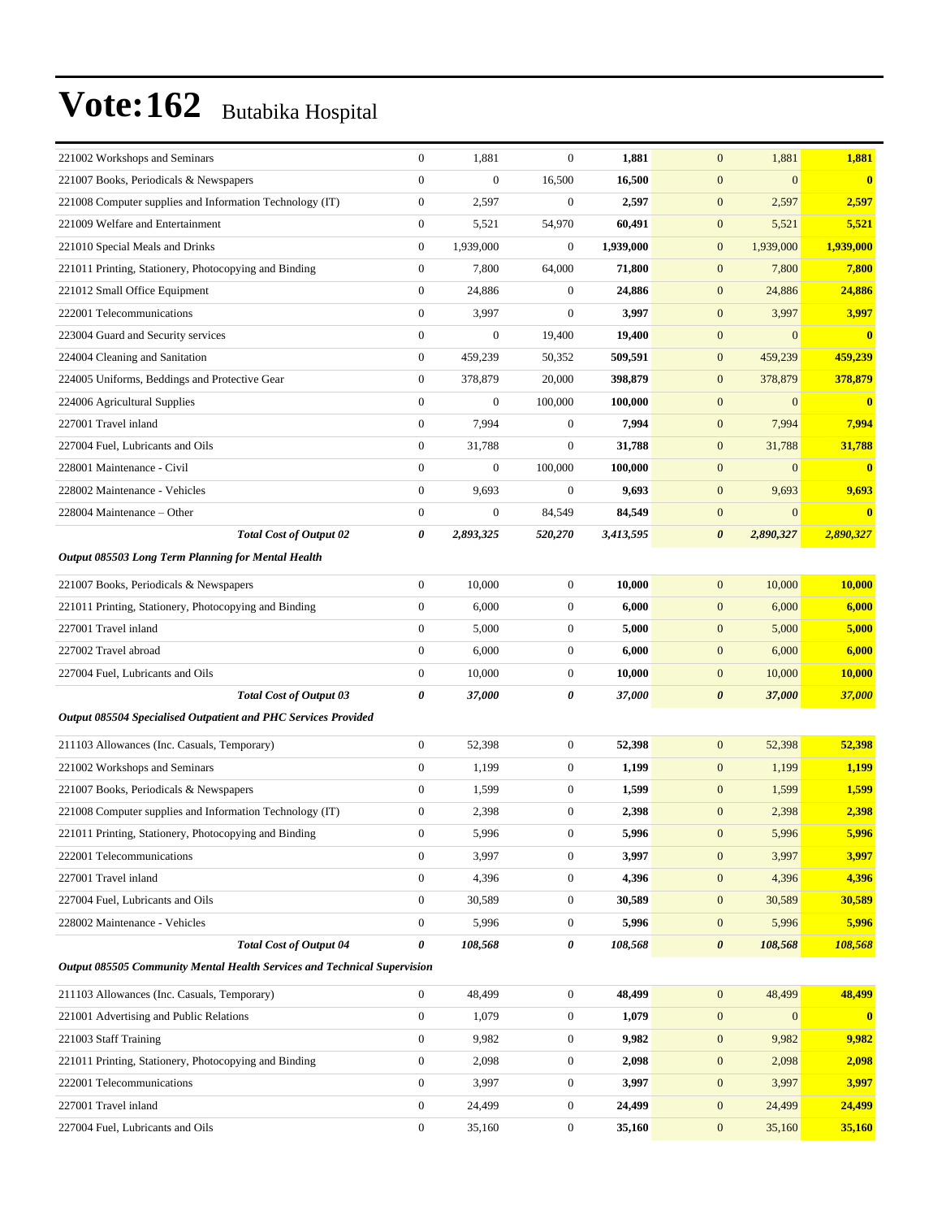# Vote:162 Butabika Hospital

| | | | | | | | |
|---|---|---|---|---|---|---|---|
| 221002 Workshops and Seminars | 0 | 1,881 | 0 | **1,881** | 0 | 1,881 | **1,881** |
| 221007 Books, Periodicals & Newspapers | 0 | 0 | 16,500 | **16,500** | 0 | 0 | **0** |
| 221008 Computer supplies and Information Technology (IT) | 0 | 2,597 | 0 | **2,597** | 0 | 2,597 | **2,597** |
| 221009 Welfare and Entertainment | 0 | 5,521 | 54,970 | **60,491** | 0 | 5,521 | **5,521** |
| 221010 Special Meals and Drinks | 0 | 1,939,000 | 0 | **1,939,000** | 0 | 1,939,000 | **1,939,000** |
| 221011 Printing, Stationery, Photocopying and Binding | 0 | 7,800 | 64,000 | **71,800** | 0 | 7,800 | **7,800** |
| 221012 Small Office Equipment | 0 | 24,886 | 0 | **24,886** | 0 | 24,886 | **24,886** |
| 222001 Telecommunications | 0 | 3,997 | 0 | **3,997** | 0 | 3,997 | **3,997** |
| 223004 Guard and Security services | 0 | 0 | 19,400 | **19,400** | 0 | 0 | **0** |
| 224004 Cleaning and Sanitation | 0 | 459,239 | 50,352 | **509,591** | 0 | 459,239 | **459,239** |
| 224005 Uniforms, Beddings and Protective Gear | 0 | 378,879 | 20,000 | **398,879** | 0 | 378,879 | **378,879** |
| 224006 Agricultural Supplies | 0 | 0 | 100,000 | **100,000** | 0 | 0 | **0** |
| 227001 Travel inland | 0 | 7,994 | 0 | **7,994** | 0 | 7,994 | **7,994** |
| 227004 Fuel, Lubricants and Oils | 0 | 31,788 | 0 | **31,788** | 0 | 31,788 | **31,788** |
| 228001 Maintenance - Civil | 0 | 0 | 100,000 | **100,000** | 0 | 0 | **0** |
| 228002 Maintenance - Vehicles | 0 | 9,693 | 0 | **9,693** | 0 | 9,693 | **9,693** |
| 228004 Maintenance – Other | 0 | 0 | 84,549 | **84,549** | 0 | 0 | **0** |
| ***Total Cost of Output 02*** | ***0*** | ***2,893,325*** | ***520,270*** | ***3,413,595*** | ***0*** | ***2,890,327*** | ***2,890,327*** |
| ***Output 085503 Long Term Planning for Mental Health*** | | | | | | | |
| 221007 Books, Periodicals & Newspapers | 0 | 10,000 | 0 | **10,000** | 0 | 10,000 | **10,000** |
| 221011 Printing, Stationery, Photocopying and Binding | 0 | 6,000 | 0 | **6,000** | 0 | 6,000 | **6,000** |
| 227001 Travel inland | 0 | 5,000 | 0 | **5,000** | 0 | 5,000 | **5,000** |
| 227002 Travel abroad | 0 | 6,000 | 0 | **6,000** | 0 | 6,000 | **6,000** |
| 227004 Fuel, Lubricants and Oils | 0 | 10,000 | 0 | **10,000** | 0 | 10,000 | **10,000** |
| ***Total Cost of Output 03*** | ***0*** | ***37,000*** | ***0*** | ***37,000*** | ***0*** | ***37,000*** | ***37,000*** |
| ***Output 085504 Specialised Outpatient and PHC Services Provided*** | | | | | | | |
| 211103 Allowances (Inc. Casuals, Temporary) | 0 | 52,398 | 0 | **52,398** | 0 | 52,398 | **52,398** |
| 221002 Workshops and Seminars | 0 | 1,199 | 0 | **1,199** | 0 | 1,199 | **1,199** |
| 221007 Books, Periodicals & Newspapers | 0 | 1,599 | 0 | **1,599** | 0 | 1,599 | **1,599** |
| 221008 Computer supplies and Information Technology (IT) | 0 | 2,398 | 0 | **2,398** | 0 | 2,398 | **2,398** |
| 221011 Printing, Stationery, Photocopying and Binding | 0 | 5,996 | 0 | **5,996** | 0 | 5,996 | **5,996** |
| 222001 Telecommunications | 0 | 3,997 | 0 | **3,997** | 0 | 3,997 | **3,997** |
| 227001 Travel inland | 0 | 4,396 | 0 | **4,396** | 0 | 4,396 | **4,396** |
| 227004 Fuel, Lubricants and Oils | 0 | 30,589 | 0 | **30,589** | 0 | 30,589 | **30,589** |
| 228002 Maintenance - Vehicles | 0 | 5,996 | 0 | **5,996** | 0 | 5,996 | **5,996** |
| ***Total Cost of Output 04*** | ***0*** | ***108,568*** | ***0*** | ***108,568*** | ***0*** | ***108,568*** | ***108,568*** |
| ***Output 085505 Community Mental Health Services and Technical Supervision*** | | | | | | | |
| 211103 Allowances (Inc. Casuals, Temporary) | 0 | 48,499 | 0 | **48,499** | 0 | 48,499 | **48,499** |
| 221001 Advertising and Public Relations | 0 | 1,079 | 0 | **1,079** | 0 | 0 | **0** |
| 221003 Staff Training | 0 | 9,982 | 0 | **9,982** | 0 | 9,982 | **9,982** |
| 221011 Printing, Stationery, Photocopying and Binding | 0 | 2,098 | 0 | **2,098** | 0 | 2,098 | **2,098** |
| 222001 Telecommunications | 0 | 3,997 | 0 | **3,997** | 0 | 3,997 | **3,997** |
| 227001 Travel inland | 0 | 24,499 | 0 | **24,499** | 0 | 24,499 | **24,499** |
| 227004 Fuel, Lubricants and Oils | 0 | 35,160 | 0 | **35,160** | 0 | 35,160 | **35,160** |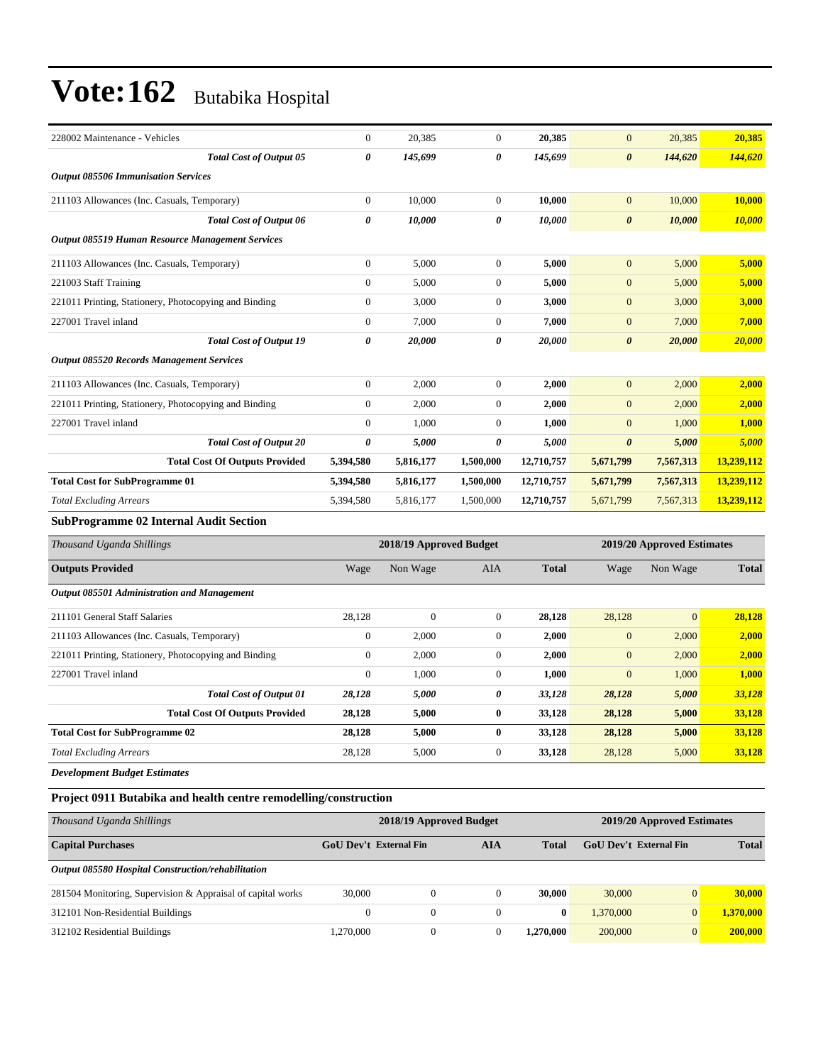# Vote:162 Butabika Hospital

| | | | | | | | |
|---|---|---|---|---|---|---|---|
| 228002 Maintenance - Vehicles | 0 | 20,385 | 0 | **20,385** | 0 | 20,385 | **20,385** |
| ***Total Cost of Output 05*** | ***0*** | ***145,699*** | ***0*** | ***145,699*** | ***0*** | ***144,620*** | ***144,620*** |
| ***Output 085506 Immunisation Services*** | | | | | | | |
| 211103 Allowances (Inc. Casuals, Temporary) | 0 | 10,000 | 0 | **10,000** | 0 | 10,000 | **10,000** |
| ***Total Cost of Output 06*** | ***0*** | ***10,000*** | ***0*** | ***10,000*** | ***0*** | ***10,000*** | ***10,000*** |
| ***Output 085519 Human Resource Management Services*** | | | | | | | |
| 211103 Allowances (Inc. Casuals, Temporary) | 0 | 5,000 | 0 | **5,000** | 0 | 5,000 | **5,000** |
| 221003 Staff Training | 0 | 5,000 | 0 | **5,000** | 0 | 5,000 | **5,000** |
| 221011 Printing, Stationery, Photocopying and Binding | 0 | 3,000 | 0 | **3,000** | 0 | 3,000 | **3,000** |
| 227001 Travel inland | 0 | 7,000 | 0 | **7,000** | 0 | 7,000 | **7,000** |
| ***Total Cost of Output 19*** | ***0*** | ***20,000*** | ***0*** | ***20,000*** | ***0*** | ***20,000*** | ***20,000*** |
| ***Output 085520 Records Management Services*** | | | | | | | |
| 211103 Allowances (Inc. Casuals, Temporary) | 0 | 2,000 | 0 | **2,000** | 0 | 2,000 | **2,000** |
| 221011 Printing, Stationery, Photocopying and Binding | 0 | 2,000 | 0 | **2,000** | 0 | 2,000 | **2,000** |
| 227001 Travel inland | 0 | 1,000 | 0 | **1,000** | 0 | 1,000 | **1,000** |
| ***Total Cost of Output 20*** | ***0*** | ***5,000*** | ***0*** | ***5,000*** | ***0*** | ***5,000*** | ***5,000*** |
| **Total Cost Of Outputs Provided** | **5,394,580** | **5,816,177** | **1,500,000** | **12,710,757** | **5,671,799** | **7,567,313** | **13,239,112** |
| **Total Cost for SubProgramme 01** | **5,394,580** | **5,816,177** | **1,500,000** | **12,710,757** | **5,671,799** | **7,567,313** | **13,239,112** |
| *Total Excluding Arrears* | 5,394,580 | 5,816,177 | 1,500,000 | **12,710,757** | 5,671,799 | 7,567,313 | **13,239,112** |

### SubProgramme 02 Internal Audit Section

| *Thousand Uganda Shillings* | 2018/19 Approved Budget | | | | 2019/20 Approved Estimates | | |
|---|---|---|---|---|---|---|---|
| **Outputs Provided** | Wage | Non Wage | AIA | **Total** | Wage | Non Wage | **Total** |
| ***Output 085501 Administration and Management*** | | | | | | | |
| 211101 General Staff Salaries | 28,128 | 0 | 0 | **28,128** | 28,128 | 0 | **28,128** |
| 211103 Allowances (Inc. Casuals, Temporary) | 0 | 2,000 | 0 | **2,000** | 0 | 2,000 | **2,000** |
| 221011 Printing, Stationery, Photocopying and Binding | 0 | 2,000 | 0 | **2,000** | 0 | 2,000 | **2,000** |
| 227001 Travel inland | 0 | 1,000 | 0 | **1,000** | 0 | 1,000 | **1,000** |
| ***Total Cost of Output 01*** | ***28,128*** | ***5,000*** | ***0*** | ***33,128*** | ***28,128*** | ***5,000*** | ***33,128*** |
| **Total Cost Of Outputs Provided** | **28,128** | **5,000** | **0** | **33,128** | **28,128** | **5,000** | **33,128** |
| **Total Cost for SubProgramme 02** | **28,128** | **5,000** | **0** | **33,128** | **28,128** | **5,000** | **33,128** |
| *Total Excluding Arrears* | 28,128 | 5,000 | 0 | **33,128** | 28,128 | 5,000 | **33,128** |

***Development Budget Estimates***

### Project 0911 Butabika and health centre remodelling/construction

| *Thousand Uganda Shillings* | 2018/19 Approved Budget | | | | 2019/20 Approved Estimates | | |
|---|---|---|---|---|---|---|---|
| **Capital Purchases** | **GoU Dev't** | **External Fin** | **AIA** | **Total** | **GoU Dev't** | **External Fin** | **Total** |
| ***Output 085580 Hospital Construction/rehabilitation*** | | | | | | | |
| 281504 Monitoring, Supervision & Appraisal of capital works | 30,000 | 0 | 0 | **30,000** | 30,000 | 0 | **30,000** |
| 312101 Non-Residential Buildings | 0 | 0 | 0 | **0** | 1,370,000 | 0 | **1,370,000** |
| 312102 Residential Buildings | 1,270,000 | 0 | 0 | **1,270,000** | 200,000 | 0 | **200,000** |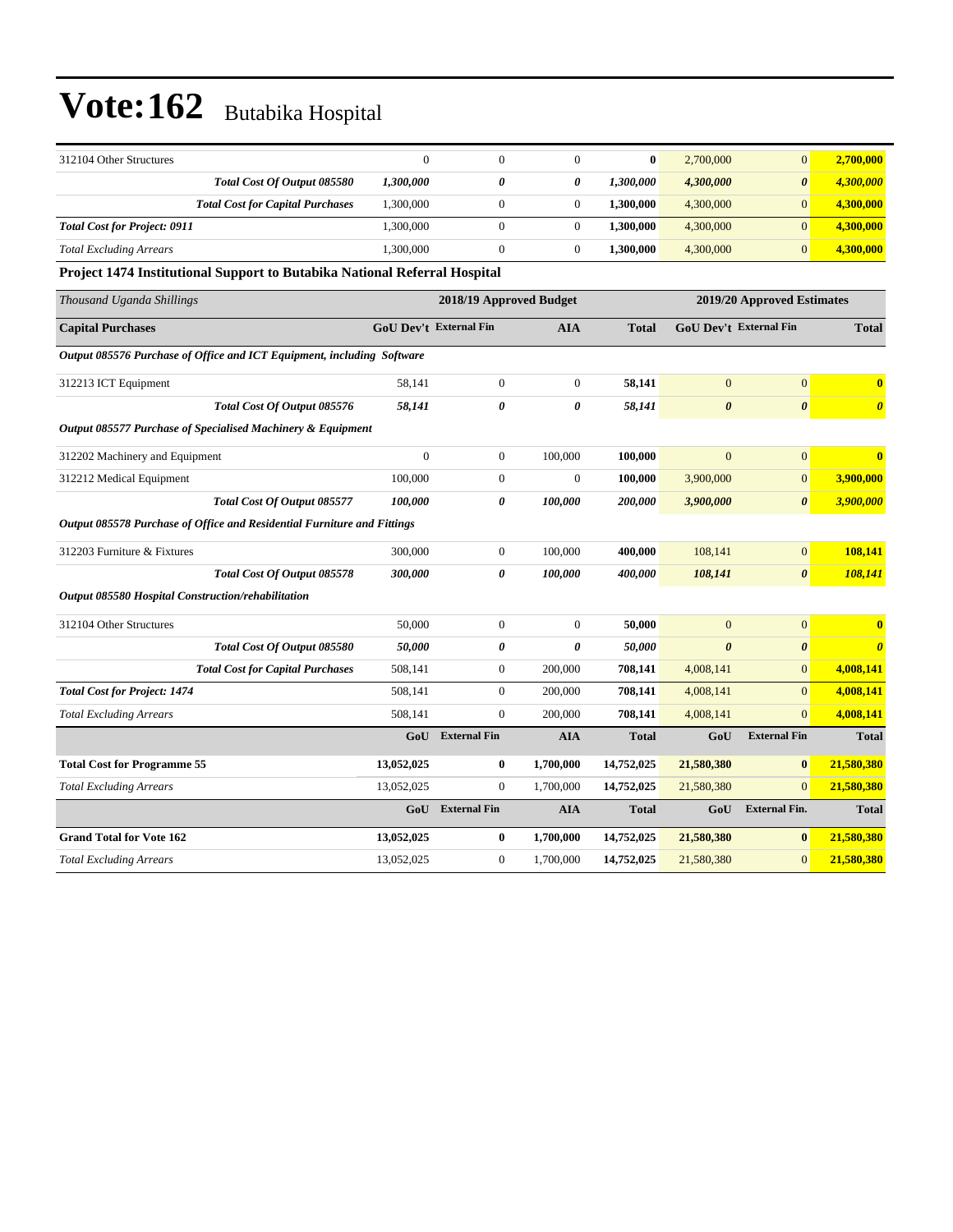# Vote:162 Butabika Hospital

| | | | | | | | |
|---|---|---|---|---|---|---|---|
| 312104 Other Structures | 0 | 0 | 0 | **0** | 2,700,000 | 0 | **2,700,000** |
| ***Total Cost Of Output 085580*** | ***1,300,000*** | ***0*** | ***0*** | ***1,300,000*** | ***4,300,000*** | ***0*** | ***4,300,000*** |
| ***Total Cost for Capital Purchases*** | 1,300,000 | 0 | 0 | **1,300,000** | 4,300,000 | 0 | **4,300,000** |
| ***Total Cost for Project: 0911*** | 1,300,000 | 0 | 0 | **1,300,000** | 4,300,000 | 0 | **4,300,000** |
| *Total Excluding Arrears* | 1,300,000 | 0 | 0 | **1,300,000** | 4,300,000 | 0 | **4,300,000** |

**Project 1474 Institutional Support to Butabika National Referral Hospital**

| *Thousand Uganda Shillings* | 2018/19 Approved Budget | | | | 2019/20 Approved Estimates | | |
|---|---|---|---|---|---|---|---|
| **Capital Purchases** | **GoU Dev't** | **External Fin** | **AIA** | **Total** | **GoU Dev't** | **External Fin** | **Total** |
| ***Output 085576 Purchase of Office and ICT Equipment, including Software*** | | | | | | | |
| 312213 ICT Equipment | 58,141 | 0 | 0 | **58,141** | 0 | 0 | **0** |
| ***Total Cost Of Output 085576*** | ***58,141*** | ***0*** | ***0*** | ***58,141*** | ***0*** | ***0*** | ***0*** |
| ***Output 085577 Purchase of Specialised Machinery & Equipment*** | | | | | | | |
| 312202 Machinery and Equipment | 0 | 0 | 100,000 | **100,000** | 0 | 0 | **0** |
| 312212 Medical Equipment | 100,000 | 0 | 0 | **100,000** | 3,900,000 | 0 | **3,900,000** |
| ***Total Cost Of Output 085577*** | ***100,000*** | ***0*** | ***100,000*** | ***200,000*** | ***3,900,000*** | ***0*** | ***3,900,000*** |
| ***Output 085578 Purchase of Office and Residential Furniture and Fittings*** | | | | | | | |
| 312203 Furniture & Fixtures | 300,000 | 0 | 100,000 | **400,000** | 108,141 | 0 | **108,141** |
| ***Total Cost Of Output 085578*** | ***300,000*** | ***0*** | ***100,000*** | ***400,000*** | ***108,141*** | ***0*** | ***108,141*** |
| ***Output 085580 Hospital Construction/rehabilitation*** | | | | | | | |
| 312104 Other Structures | 50,000 | 0 | 0 | **50,000** | 0 | 0 | **0** |
| ***Total Cost Of Output 085580*** | ***50,000*** | ***0*** | ***0*** | ***50,000*** | ***0*** | ***0*** | ***0*** |
| ***Total Cost for Capital Purchases*** | 508,141 | 0 | 200,000 | **708,141** | 4,008,141 | 0 | **4,008,141** |
| ***Total Cost for Project: 1474*** | 508,141 | 0 | 200,000 | **708,141** | 4,008,141 | 0 | **4,008,141** |
| *Total Excluding Arrears* | 508,141 | 0 | 200,000 | **708,141** | 4,008,141 | 0 | **4,008,141** |
| | **GoU** | **External Fin** | **AIA** | **Total** | **GoU** | **External Fin** | **Total** |
| **Total Cost for Programme 55** | **13,052,025** | **0** | **1,700,000** | **14,752,025** | **21,580,380** | **0** | **21,580,380** |
| *Total Excluding Arrears* | 13,052,025 | 0 | 1,700,000 | **14,752,025** | 21,580,380 | 0 | **21,580,380** |
| | **GoU** | **External Fin** | **AIA** | **Total** | **GoU** | **External Fin.** | **Total** |
| **Grand Total for Vote 162** | **13,052,025** | **0** | **1,700,000** | **14,752,025** | **21,580,380** | **0** | **21,580,380** |
| *Total Excluding Arrears* | 13,052,025 | 0 | 1,700,000 | **14,752,025** | 21,580,380 | 0 | **21,580,380** |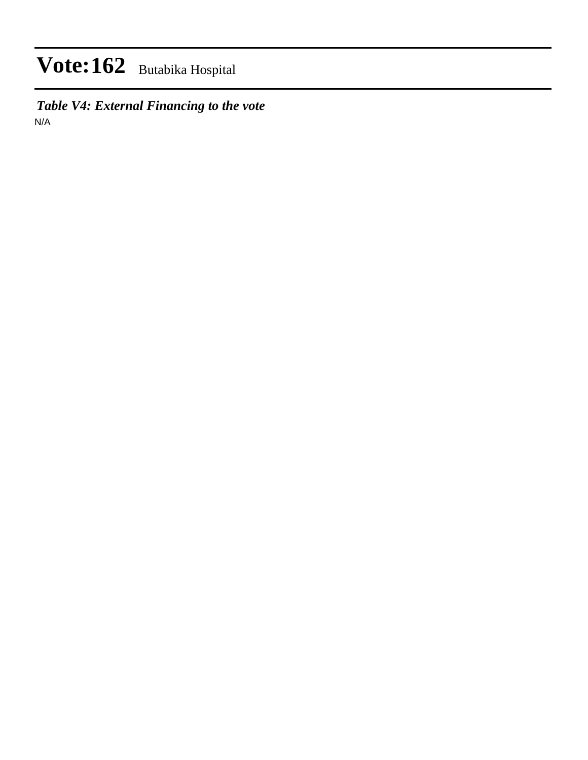# Vote:162 Butabika Hospital

***Table V4: External Financing to the vote***

N/A